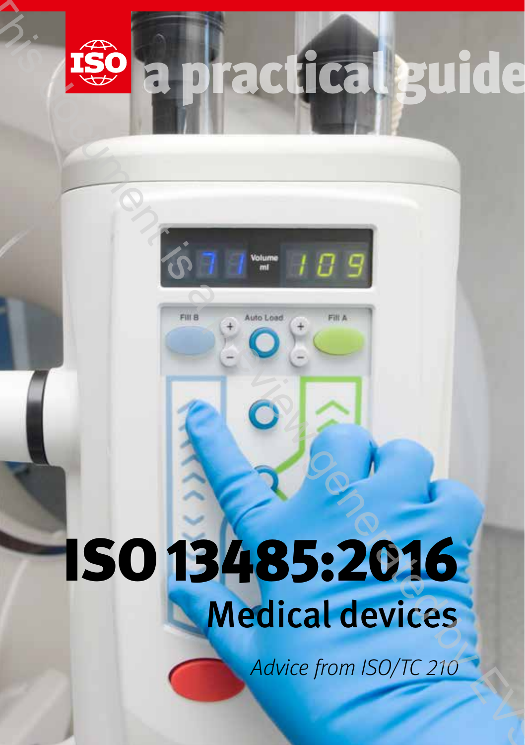ISO

# a practical guide

# ISO 13485:2016

## Medical devices

*Advice from ISO/TC 210*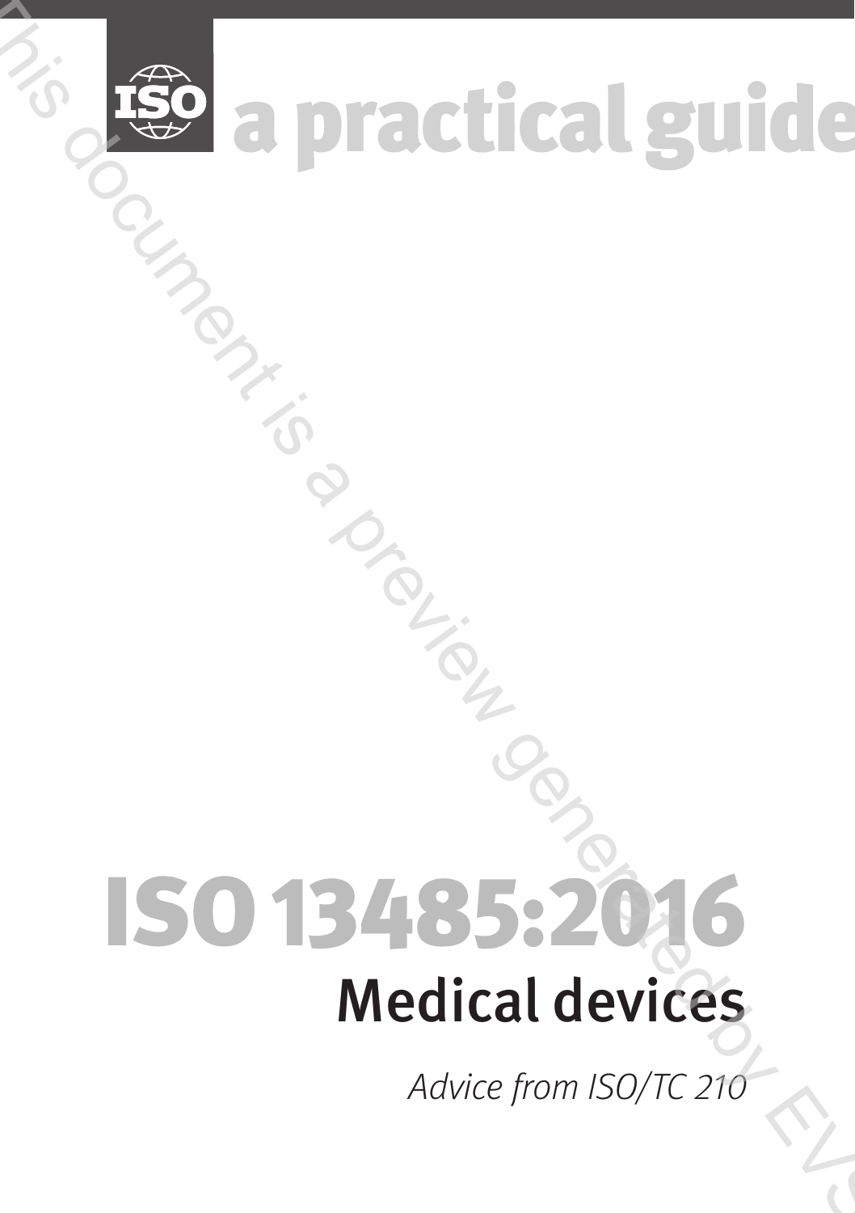a practical guide

# ISO 13485:2016

## Medical devices

*Advice from ISO/TC 210*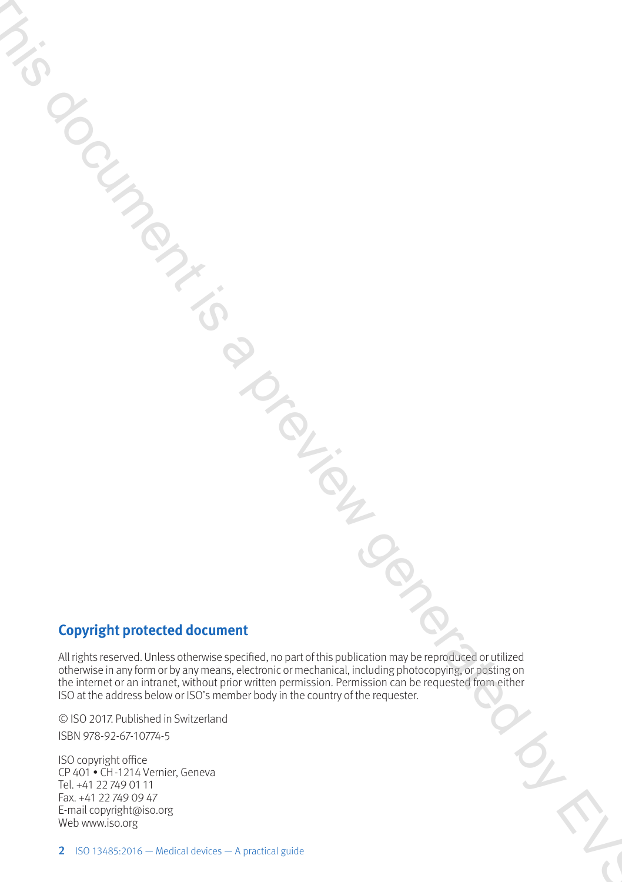**Copyright protected document**

All rights reserved. Unless otherwise specified, no part of this publication may be reproduced or utilized otherwise in any form or by any means, electronic or mechanical, including photocopying, or posting on the internet or an intranet, without prior written permission. Permission can be requested from either ISO at the address below or ISO's member body in the country of the requester.

© ISO 2017. Published in Switzerland

ISBN 978-92-67-10774-5

ISO copyright office
CP 401 • CH-1214 Vernier, Geneva
Tel. +41 22 749 01 11
Fax. +41 22 749 09 47
E-mail copyright@iso.org
Web www.iso.org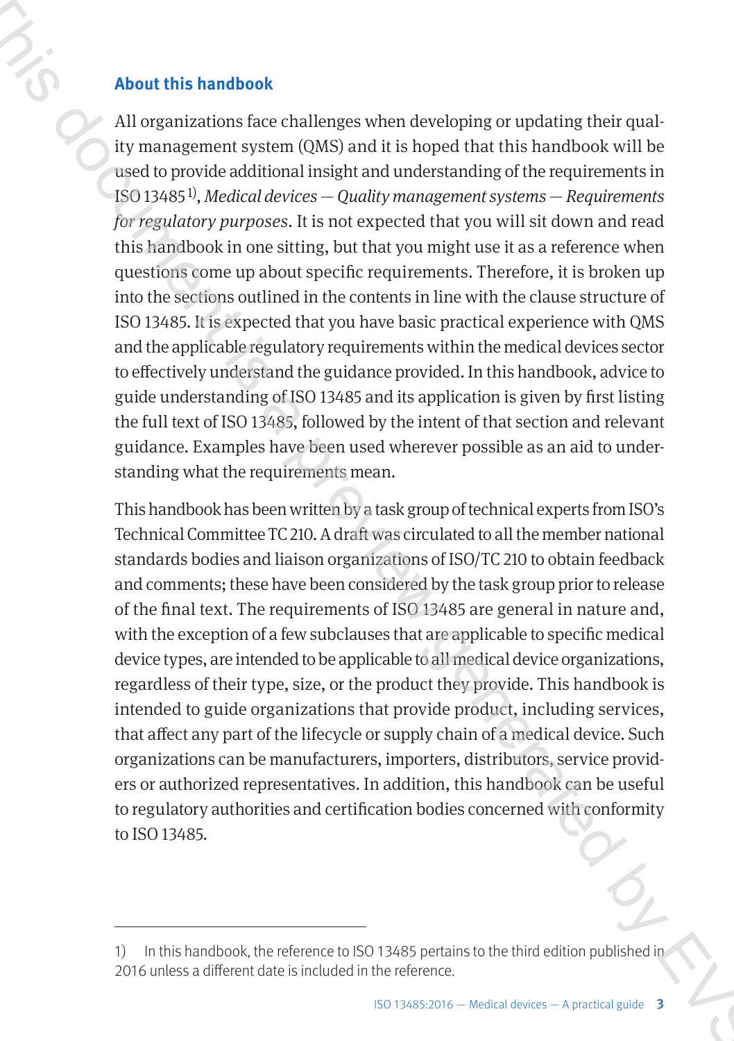## About this handbook

All organizations face challenges when developing or updating their quality management system (QMS) and it is hoped that this handbook will be used to provide additional insight and understanding of the requirements in ISO 13485[1)], *Medical devices — Quality management systems — Requirements for regulatory purposes*. It is not expected that you will sit down and read this handbook in one sitting, but that you might use it as a reference when questions come up about specific requirements. Therefore, it is broken up into the sections outlined in the contents in line with the clause structure of ISO 13485. It is expected that you have basic practical experience with QMS and the applicable regulatory requirements within the medical devices sector to effectively understand the guidance provided. In this handbook, advice to guide understanding of ISO 13485 and its application is given by first listing the full text of ISO 13485, followed by the intent of that section and relevant guidance. Examples have been used wherever possible as an aid to understanding what the requirements mean.

This handbook has been written by a task group of technical experts from ISO's Technical Committee TC 210. A draft was circulated to all the member national standards bodies and liaison organizations of ISO/TC 210 to obtain feedback and comments; these have been considered by the task group prior to release of the final text. The requirements of ISO 13485 are general in nature and, with the exception of a few subclauses that are applicable to specific medical device types, are intended to be applicable to all medical device organizations, regardless of their type, size, or the product they provide. This handbook is intended to guide organizations that provide product, including services, that affect any part of the lifecycle or supply chain of a medical device. Such organizations can be manufacturers, importers, distributors, service providers or authorized representatives. In addition, this handbook can be useful to regulatory authorities and certification bodies concerned with conformity to ISO 13485.

---

1) In this handbook, the reference to ISO 13485 pertains to the third edition published in 2016 unless a different date is included in the reference.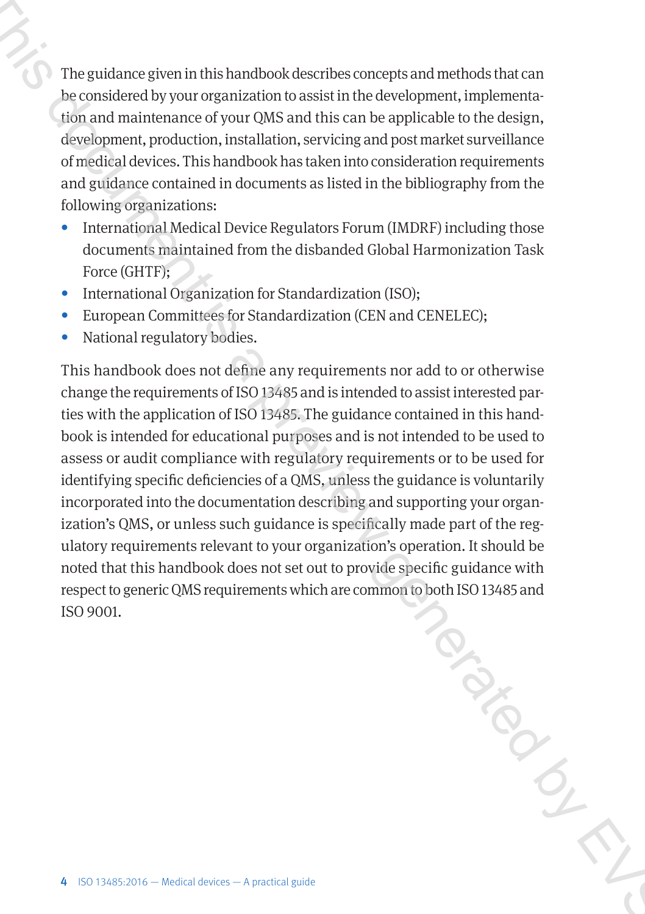The guidance given in this handbook describes concepts and methods that can be considered by your organization to assist in the development, implementation and maintenance of your QMS and this can be applicable to the design, development, production, installation, servicing and post market surveillance of medical devices. This handbook has taken into consideration requirements and guidance contained in documents as listed in the bibliography from the following organizations:

- International Medical Device Regulators Forum (IMDRF) including those documents maintained from the disbanded Global Harmonization Task Force (GHTF);
- International Organization for Standardization (ISO);
- European Committees for Standardization (CEN and CENELEC);
- National regulatory bodies.

This handbook does not define any requirements nor add to or otherwise change the requirements of ISO 13485 and is intended to assist interested parties with the application of ISO 13485. The guidance contained in this handbook is intended for educational purposes and is not intended to be used to assess or audit compliance with regulatory requirements or to be used for identifying specific deficiencies of a QMS, unless the guidance is voluntarily incorporated into the documentation describing and supporting your organization's QMS, or unless such guidance is specifically made part of the regulatory requirements relevant to your organization's operation. It should be noted that this handbook does not set out to provide specific guidance with respect to generic QMS requirements which are common to both ISO 13485 and ISO 9001.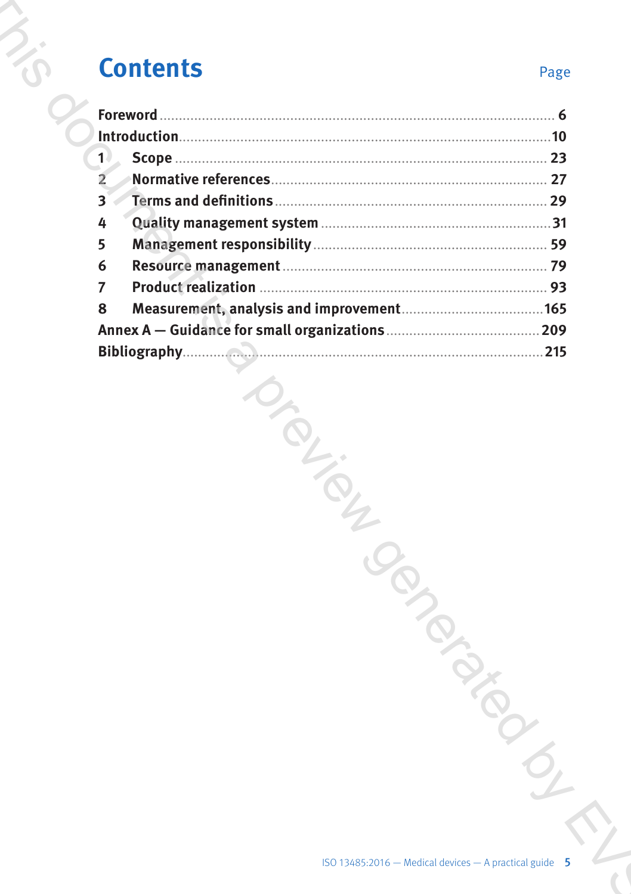# Contents

| | Page |
|---|---|
| Foreword | 6 |
| Introduction | 10 |
| 1 Scope | 23 |
| 2 Normative references | 27 |
| 3 Terms and definitions | 29 |
| 4 Quality management system | 31 |
| 5 Management responsibility | 59 |
| 6 Resource management | 79 |
| 7 Product realization | 93 |
| 8 Measurement, analysis and improvement | 165 |
| Annex A — Guidance for small organizations | 209 |
| Bibliography | 215 |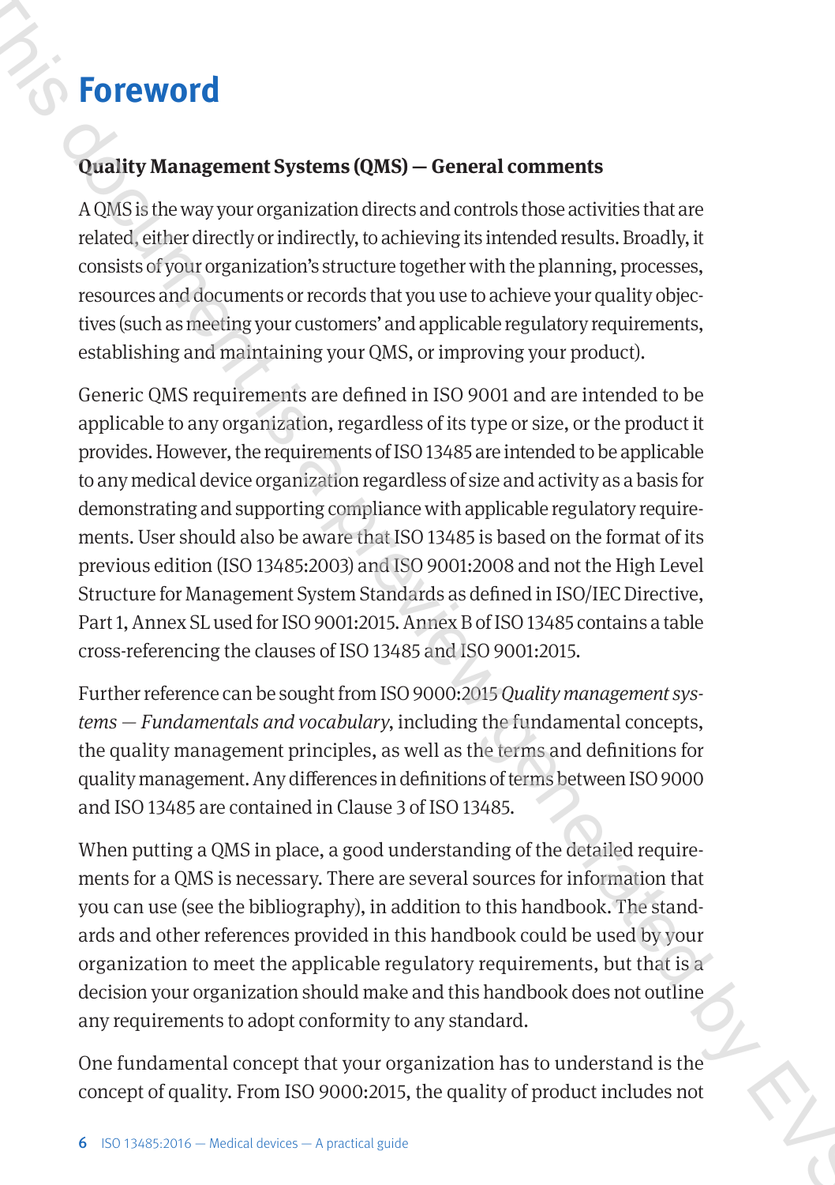# Foreword

**Quality Management Systems (QMS) — General comments**

A QMS is the way your organization directs and controls those activities that are related, either directly or indirectly, to achieving its intended results. Broadly, it consists of your organization's structure together with the planning, processes, resources and documents or records that you use to achieve your quality objectives (such as meeting your customers' and applicable regulatory requirements, establishing and maintaining your QMS, or improving your product).

Generic QMS requirements are defined in ISO 9001 and are intended to be applicable to any organization, regardless of its type or size, or the product it provides. However, the requirements of ISO 13485 are intended to be applicable to any medical device organization regardless of size and activity as a basis for demonstrating and supporting compliance with applicable regulatory requirements. User should also be aware that ISO 13485 is based on the format of its previous edition (ISO 13485:2003) and ISO 9001:2008 and not the High Level Structure for Management System Standards as defined in ISO/IEC Directive, Part 1, Annex SL used for ISO 9001:2015. Annex B of ISO 13485 contains a table cross-referencing the clauses of ISO 13485 and ISO 9001:2015.

Further reference can be sought from ISO 9000:2015 *Quality management systems — Fundamentals and vocabulary*, including the fundamental concepts, the quality management principles, as well as the terms and definitions for quality management. Any differences in definitions of terms between ISO 9000 and ISO 13485 are contained in Clause 3 of ISO 13485.

When putting a QMS in place, a good understanding of the detailed requirements for a QMS is necessary. There are several sources for information that you can use (see the bibliography), in addition to this handbook. The standards and other references provided in this handbook could be used by your organization to meet the applicable regulatory requirements, but that is a decision your organization should make and this handbook does not outline any requirements to adopt conformity to any standard.

One fundamental concept that your organization has to understand is the concept of quality. From ISO 9000:2015, the quality of product includes not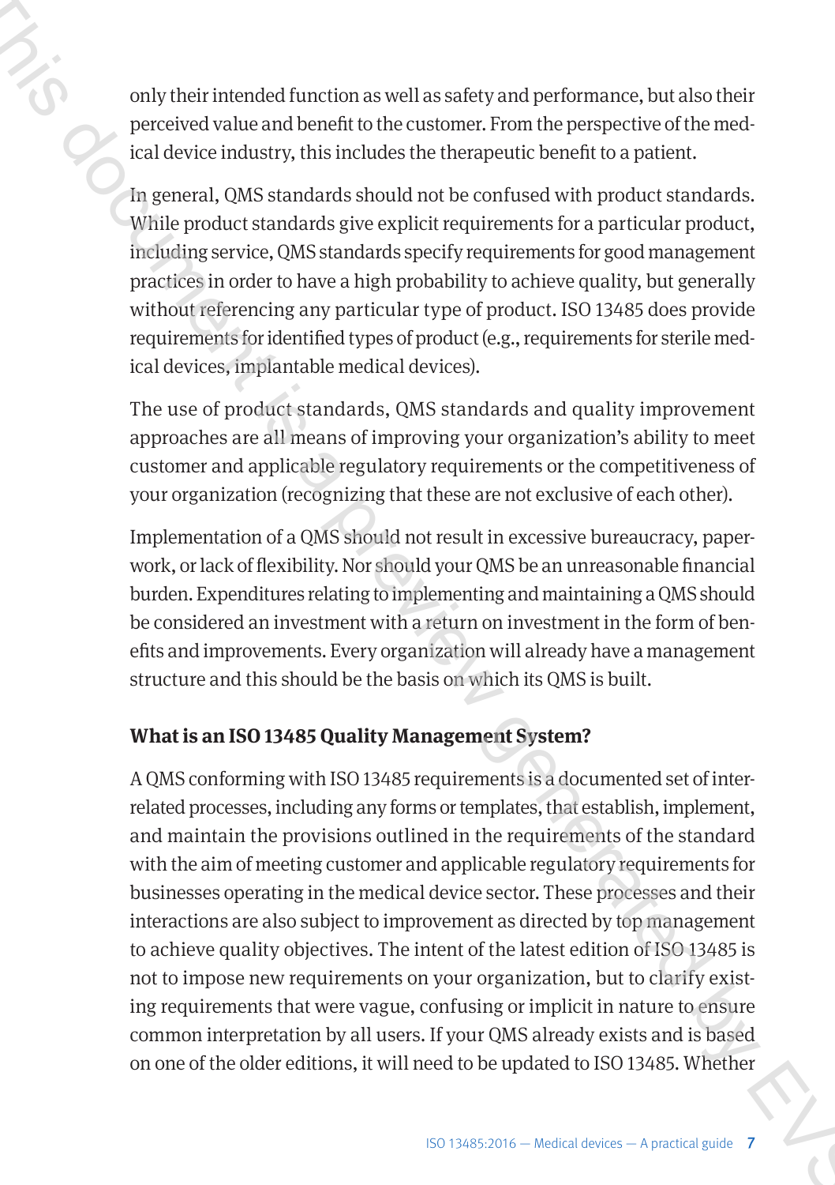only their intended function as well as safety and performance, but also their perceived value and benefit to the customer. From the perspective of the medical device industry, this includes the therapeutic benefit to a patient.

In general, QMS standards should not be confused with product standards. While product standards give explicit requirements for a particular product, including service, QMS standards specify requirements for good management practices in order to have a high probability to achieve quality, but generally without referencing any particular type of product. ISO 13485 does provide requirements for identified types of product (e.g., requirements for sterile medical devices, implantable medical devices).

The use of product standards, QMS standards and quality improvement approaches are all means of improving your organization's ability to meet customer and applicable regulatory requirements or the competitiveness of your organization (recognizing that these are not exclusive of each other).

Implementation of a QMS should not result in excessive bureaucracy, paperwork, or lack of flexibility. Nor should your QMS be an unreasonable financial burden. Expenditures relating to implementing and maintaining a QMS should be considered an investment with a return on investment in the form of benefits and improvements. Every organization will already have a management structure and this should be the basis on which its QMS is built.

**What is an ISO 13485 Quality Management System?**

A QMS conforming with ISO 13485 requirements is a documented set of interrelated processes, including any forms or templates, that establish, implement, and maintain the provisions outlined in the requirements of the standard with the aim of meeting customer and applicable regulatory requirements for businesses operating in the medical device sector. These processes and their interactions are also subject to improvement as directed by top management to achieve quality objectives. The intent of the latest edition of ISO 13485 is not to impose new requirements on your organization, but to clarify existing requirements that were vague, confusing or implicit in nature to ensure common interpretation by all users. If your QMS already exists and is based on one of the older editions, it will need to be updated to ISO 13485. Whether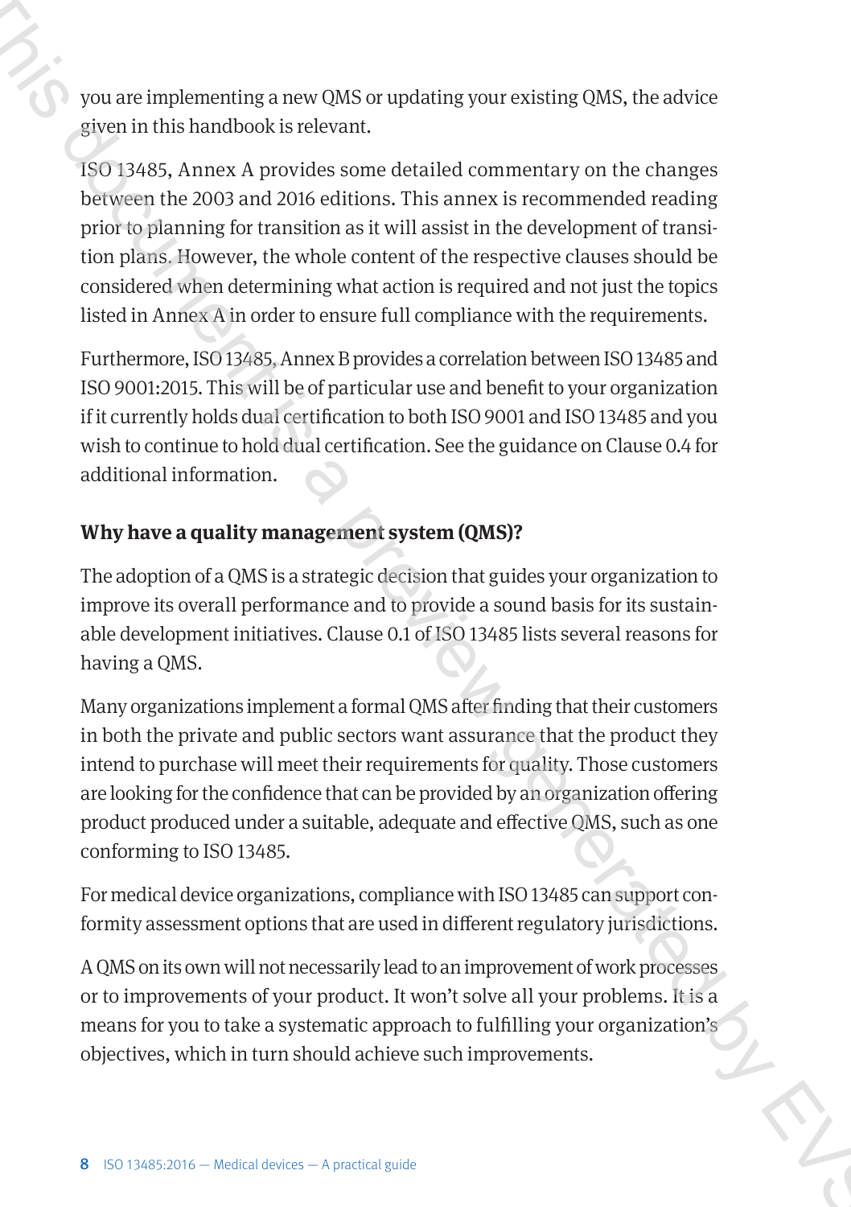you are implementing a new QMS or updating your existing QMS, the advice given in this handbook is relevant.

ISO 13485, Annex A provides some detailed commentary on the changes between the 2003 and 2016 editions. This annex is recommended reading prior to planning for transition as it will assist in the development of transition plans. However, the whole content of the respective clauses should be considered when determining what action is required and not just the topics listed in Annex A in order to ensure full compliance with the requirements.

Furthermore, ISO 13485, Annex B provides a correlation between ISO 13485 and ISO 9001:2015. This will be of particular use and benefit to your organization if it currently holds dual certification to both ISO 9001 and ISO 13485 and you wish to continue to hold dual certification. See the guidance on Clause 0.4 for additional information.

## Why have a quality management system (QMS)?

The adoption of a QMS is a strategic decision that guides your organization to improve its overall performance and to provide a sound basis for its sustainable development initiatives. Clause 0.1 of ISO 13485 lists several reasons for having a QMS.

Many organizations implement a formal QMS after finding that their customers in both the private and public sectors want assurance that the product they intend to purchase will meet their requirements for quality. Those customers are looking for the confidence that can be provided by an organization offering product produced under a suitable, adequate and effective QMS, such as one conforming to ISO 13485.

For medical device organizations, compliance with ISO 13485 can support conformity assessment options that are used in different regulatory jurisdictions.

A QMS on its own will not necessarily lead to an improvement of work processes or to improvements of your product. It won't solve all your problems. It is a means for you to take a systematic approach to fulfilling your organization's objectives, which in turn should achieve such improvements.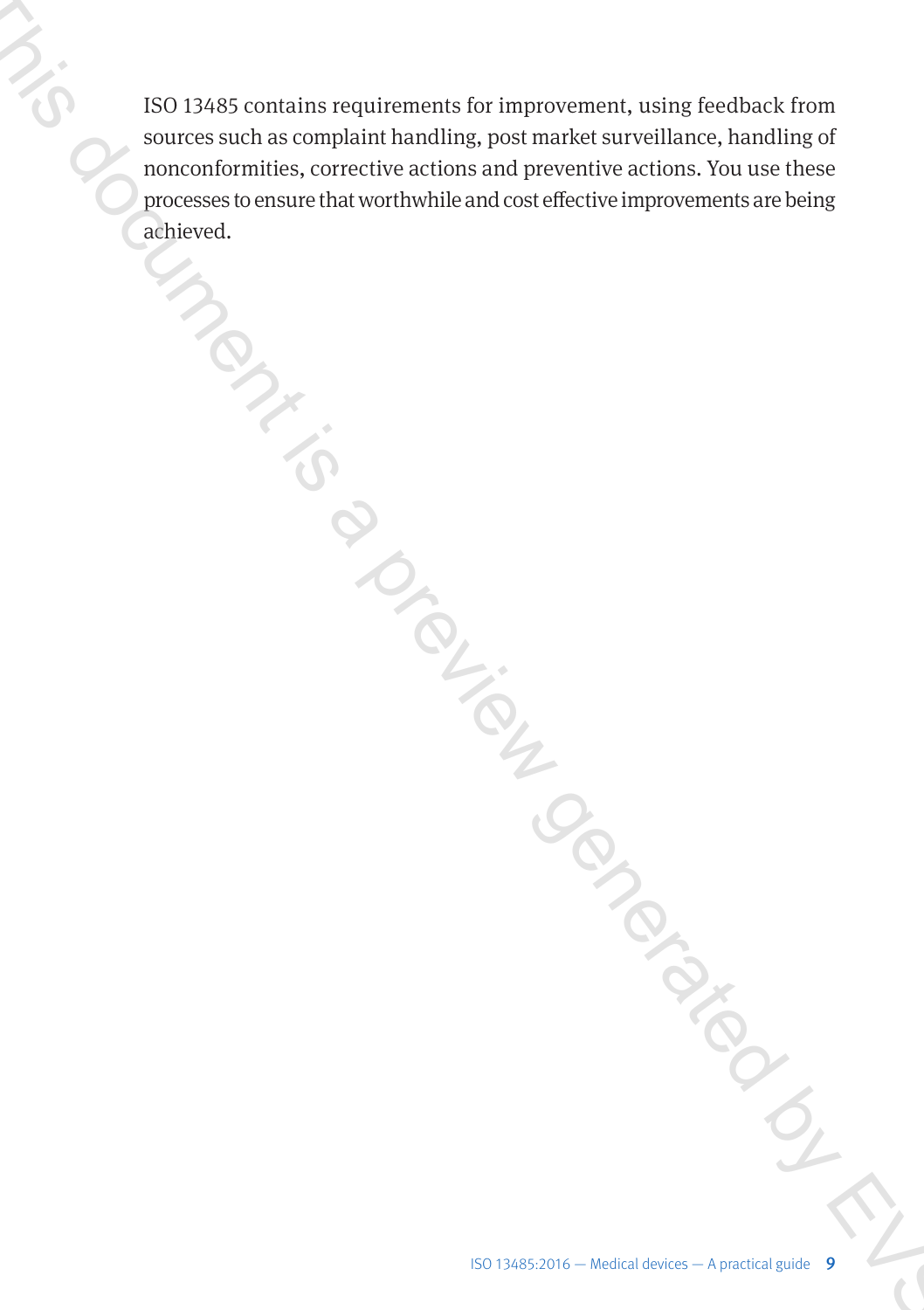ISO 13485 contains requirements for improvement, using feedback from sources such as complaint handling, post market surveillance, handling of nonconformities, corrective actions and preventive actions. You use these processes to ensure that worthwhile and cost effective improvements are being achieved.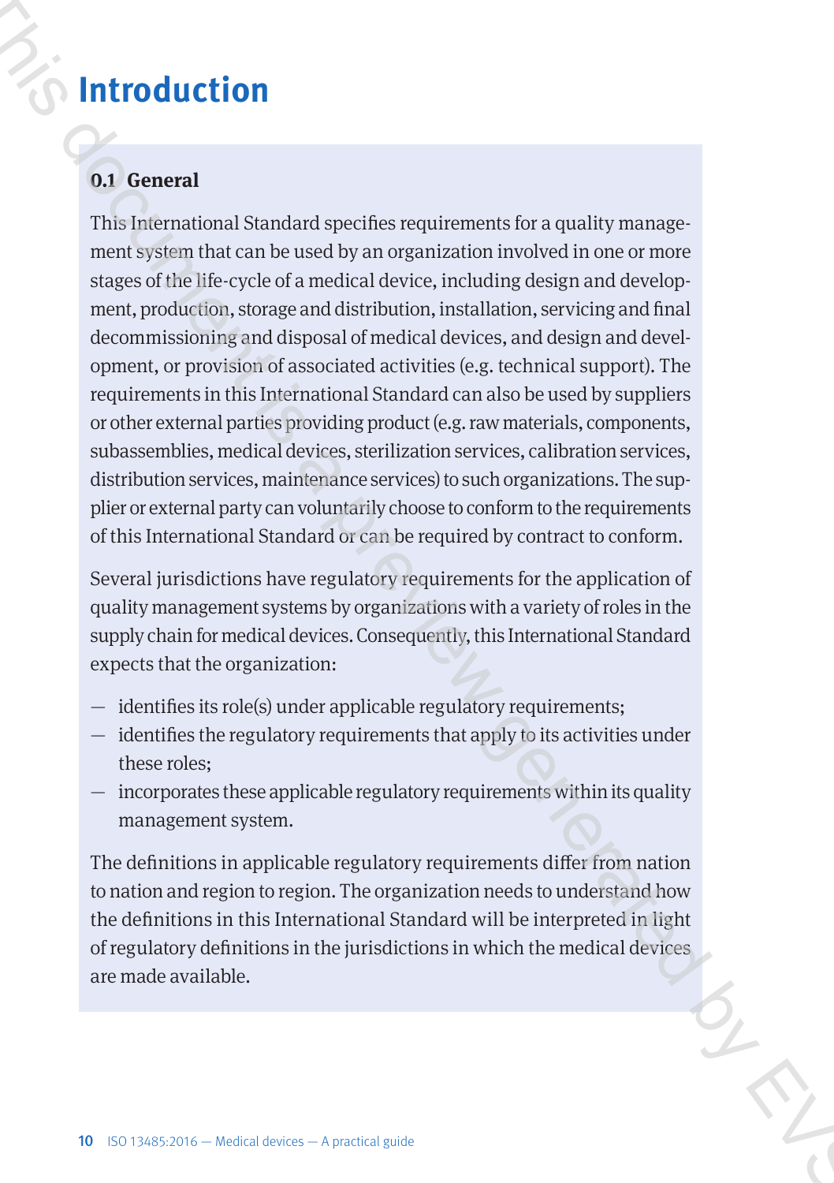# Introduction

## 0.1 General

This International Standard specifies requirements for a quality management system that can be used by an organization involved in one or more stages of the life-cycle of a medical device, including design and development, production, storage and distribution, installation, servicing and final decommissioning and disposal of medical devices, and design and development, or provision of associated activities (e.g. technical support). The requirements in this International Standard can also be used by suppliers or other external parties providing product (e.g. raw materials, components, subassemblies, medical devices, sterilization services, calibration services, distribution services, maintenance services) to such organizations. The supplier or external party can voluntarily choose to conform to the requirements of this International Standard or can be required by contract to conform.

Several jurisdictions have regulatory requirements for the application of quality management systems by organizations with a variety of roles in the supply chain for medical devices. Consequently, this International Standard expects that the organization:

- identifies its role(s) under applicable regulatory requirements;
- identifies the regulatory requirements that apply to its activities under these roles;
- incorporates these applicable regulatory requirements within its quality management system.

The definitions in applicable regulatory requirements differ from nation to nation and region to region. The organization needs to understand how the definitions in this International Standard will be interpreted in light of regulatory definitions in the jurisdictions in which the medical devices are made available.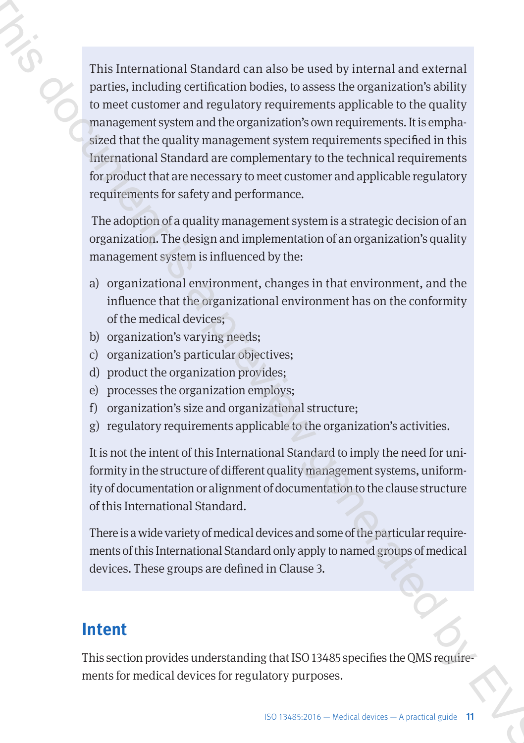This International Standard can also be used by internal and external parties, including certification bodies, to assess the organization's ability to meet customer and regulatory requirements applicable to the quality management system and the organization's own requirements. It is emphasized that the quality management system requirements specified in this International Standard are complementary to the technical requirements for product that are necessary to meet customer and applicable regulatory requirements for safety and performance.

The adoption of a quality management system is a strategic decision of an organization. The design and implementation of an organization's quality management system is influenced by the:

a) organizational environment, changes in that environment, and the influence that the organizational environment has on the conformity of the medical devices;
b) organization's varying needs;
c) organization's particular objectives;
d) product the organization provides;
e) processes the organization employs;
f) organization's size and organizational structure;
g) regulatory requirements applicable to the organization's activities.

It is not the intent of this International Standard to imply the need for uniformity in the structure of different quality management systems, uniformity of documentation or alignment of documentation to the clause structure of this International Standard.

There is a wide variety of medical devices and some of the particular requirements of this International Standard only apply to named groups of medical devices. These groups are defined in Clause 3.

## Intent

This section provides understanding that ISO 13485 specifies the QMS requirements for medical devices for regulatory purposes.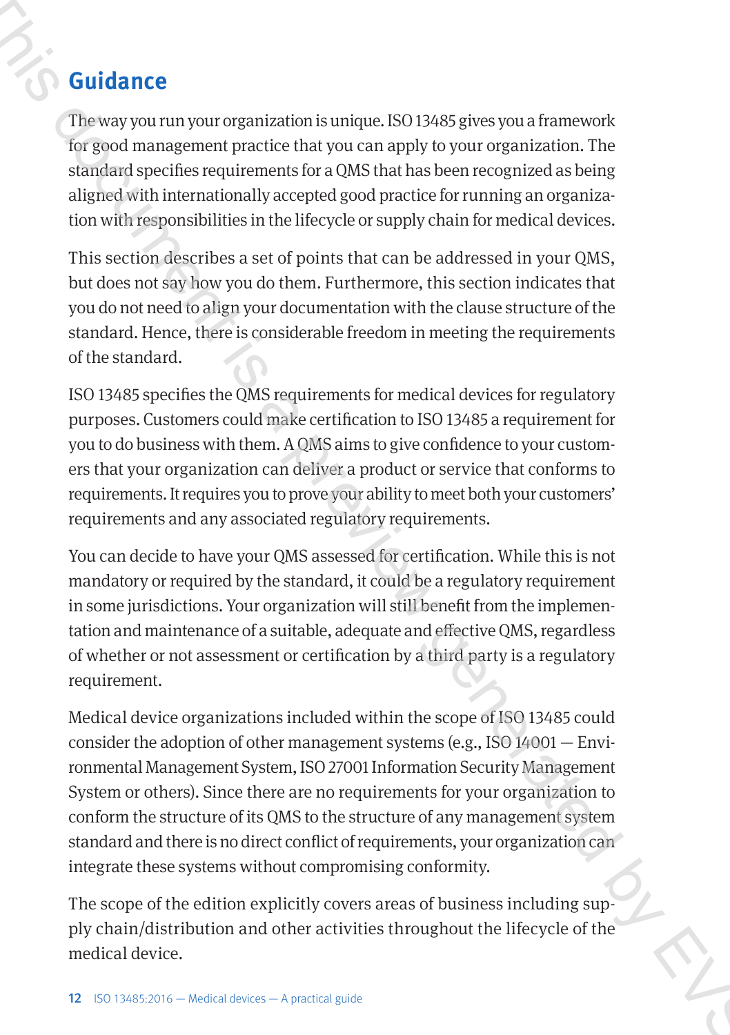## Guidance

The way you run your organization is unique. ISO 13485 gives you a framework for good management practice that you can apply to your organization. The standard specifies requirements for a QMS that has been recognized as being aligned with internationally accepted good practice for running an organization with responsibilities in the lifecycle or supply chain for medical devices.

This section describes a set of points that can be addressed in your QMS, but does not say how you do them. Furthermore, this section indicates that you do not need to align your documentation with the clause structure of the standard. Hence, there is considerable freedom in meeting the requirements of the standard.

ISO 13485 specifies the QMS requirements for medical devices for regulatory purposes. Customers could make certification to ISO 13485 a requirement for you to do business with them. A QMS aims to give confidence to your customers that your organization can deliver a product or service that conforms to requirements. It requires you to prove your ability to meet both your customers' requirements and any associated regulatory requirements.

You can decide to have your QMS assessed for certification. While this is not mandatory or required by the standard, it could be a regulatory requirement in some jurisdictions. Your organization will still benefit from the implementation and maintenance of a suitable, adequate and effective QMS, regardless of whether or not assessment or certification by a third party is a regulatory requirement.

Medical device organizations included within the scope of ISO 13485 could consider the adoption of other management systems (e.g., ISO 14001 — Environmental Management System, ISO 27001 Information Security Management System or others). Since there are no requirements for your organization to conform the structure of its QMS to the structure of any management system standard and there is no direct conflict of requirements, your organization can integrate these systems without compromising conformity.

The scope of the edition explicitly covers areas of business including supply chain/distribution and other activities throughout the lifecycle of the medical device.